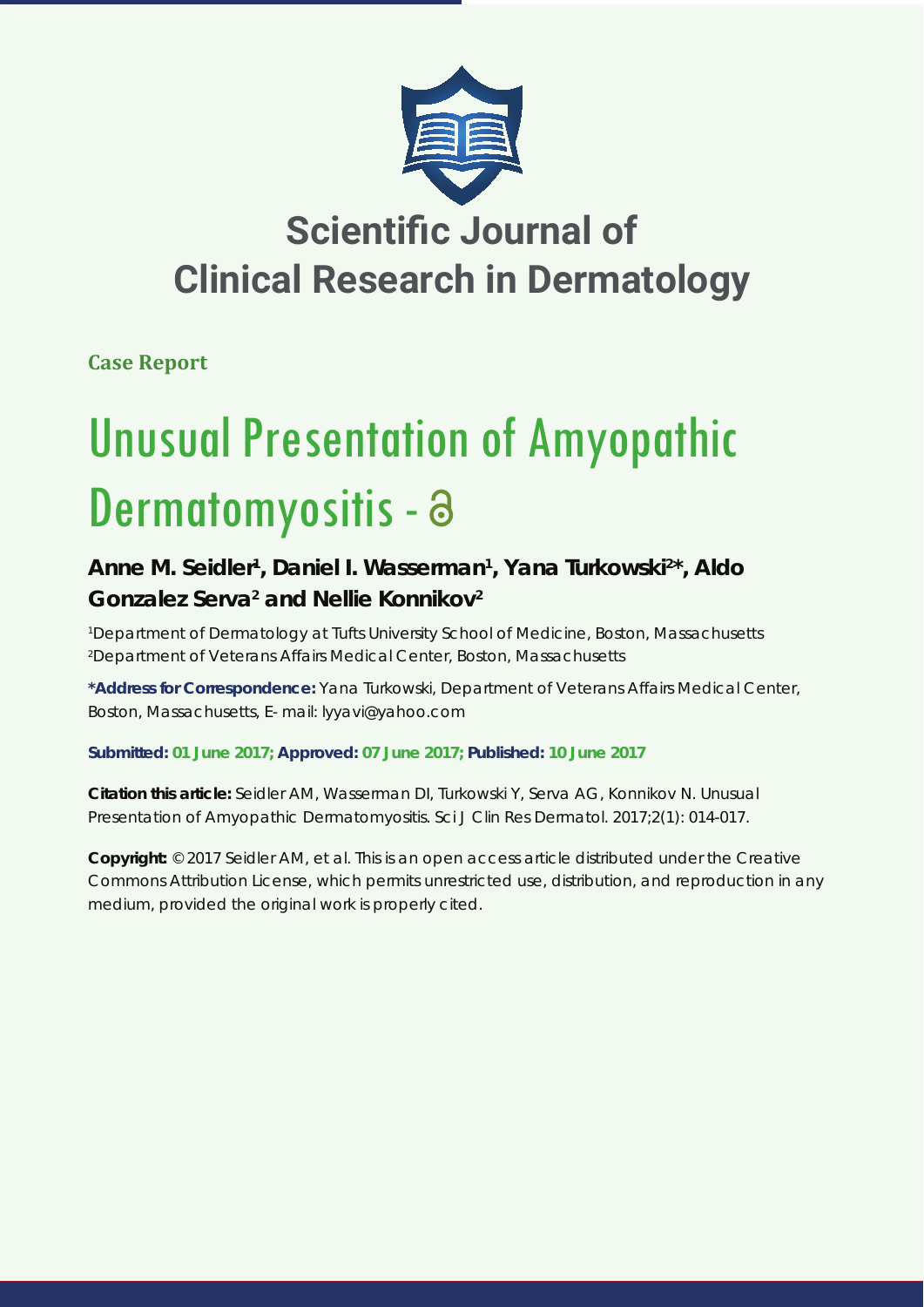# Scientific Journal of Clinical Research in Dermatology

**Case Report**

# Unusual Presentation of Amyopathic Dermatomyositis

**Anne M. Seidler[1], Daniel I. Wasserman[1], Yana Turkowski[2]*, Aldo Gonzalez Serva[2] and Nellie Konnikov[2]**

[1]Department of Dermatology at Tufts University School of Medicine, Boston, Massachusetts
[2]Department of Veterans Affairs Medical Center, Boston, Massachusetts

**\*Address for Correspondence:** Yana Turkowski, Department of Veterans Affairs Medical Center, Boston, Massachusetts, E- mail: lyyavi@yahoo.com

**Submitted: 01 June 2017; Approved: 07 June 2017; Published: 10 June 2017**

**Citation this article:** Seidler AM, Wasserman DI, Turkowski Y, Serva AG, Konnikov N. Unusual Presentation of Amyopathic Dermatomyositis. Sci J Clin Res Dermatol. 2017;2(1): 014-017.

**Copyright:** © 2017 Seidler AM, et al. This is an open access article distributed under the Creative Commons Attribution License, which permits unrestricted use, distribution, and reproduction in any medium, provided the original work is properly cited.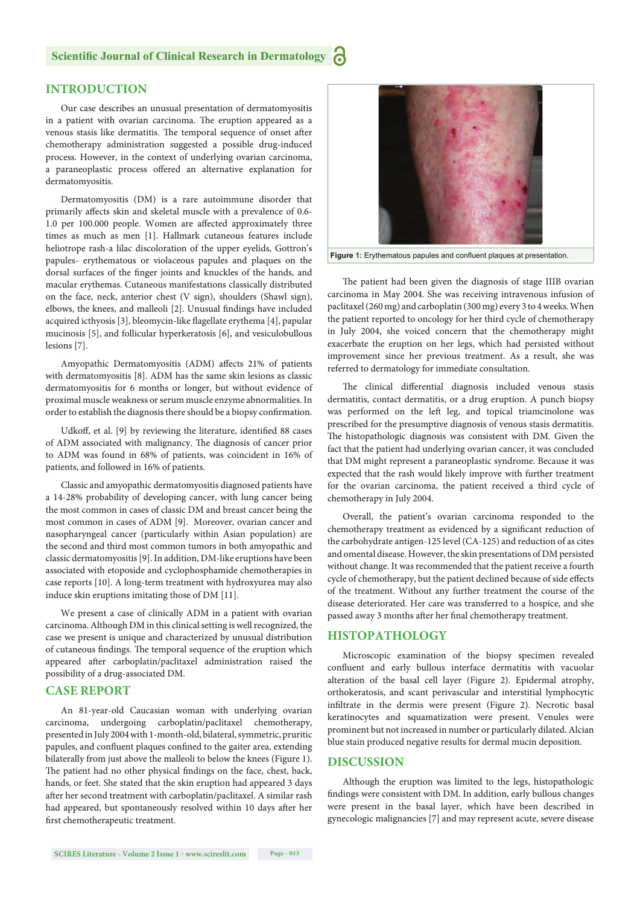## INTRODUCTION

Our case describes an unusual presentation of dermatomyositis in a patient with ovarian carcinoma. The eruption appeared as a venous stasis like dermatitis. The temporal sequence of onset after chemotherapy administration suggested a possible drug-induced process. However, in the context of underlying ovarian carcinoma, a paraneoplastic process offered an alternative explanation for dermatomyositis.

Dermatomyositis (DM) is a rare autoimmune disorder that primarily affects skin and skeletal muscle with a prevalence of 0.6-1.0 per 100.000 people. Women are affected approximately three times as much as men [1]. Hallmark cutaneous features include heliotrope rash-a lilac discoloration of the upper eyelids, Gottron's papules- erythematous or violaceous papules and plaques on the dorsal surfaces of the finger joints and knuckles of the hands, and macular erythemas. Cutaneous manifestations classically distributed on the face, neck, anterior chest (V sign), shoulders (Shawl sign), elbows, the knees, and malleoli [2]. Unusual findings have included acquired icthyosis [3], bleomycin-like flagellate erythema [4], papular mucinosis [5], and follicular hyperkeratosis [6], and vesiculobullous lesions [7].

Amyopathic Dermatomyositis (ADM) affects 21% of patients with dermatomyositis [8]. ADM has the same skin lesions as classic dermatomyositis for 6 months or longer, but without evidence of proximal muscle weakness or serum muscle enzyme abnormalities. In order to establish the diagnosis there should be a biopsy confirmation.

Udkoff, et al. [9] by reviewing the literature, identified 88 cases of ADM associated with malignancy. The diagnosis of cancer prior to ADM was found in 68% of patients, was coincident in 16% of patients, and followed in 16% of patients.

Classic and amyopathic dermatomyositis diagnosed patients have a 14-28% probability of developing cancer, with lung cancer being the most common in cases of classic DM and breast cancer being the most common in cases of ADM [9]. Moreover, ovarian cancer and nasopharyngeal cancer (particularly within Asian population) are the second and third most common tumors in both amyopathic and classic dermatomyositis [9]. In addition, DM-like eruptions have been associated with etoposide and cyclophosphamide chemotherapies in case reports [10]. A long-term treatment with hydroxyurea may also induce skin eruptions imitating those of DM [11].

We present a case of clinically ADM in a patient with ovarian carcinoma. Although DM in this clinical setting is well recognized, the case we present is unique and characterized by unusual distribution of cutaneous findings. The temporal sequence of the eruption which appeared after carboplatin/paclitaxel administration raised the possibility of a drug-associated DM.

## CASE REPORT

An 81-year-old Caucasian woman with underlying ovarian carcinoma, undergoing carboplatin/paclitaxel chemotherapy, presented in July 2004 with 1-month-old, bilateral, symmetric, pruritic papules, and confluent plaques confined to the gaiter area, extending bilaterally from just above the malleoli to below the knees (Figure 1). The patient had no other physical findings on the face, chest, back, hands, or feet. She stated that the skin eruption had appeared 3 days after her second treatment with carboplatin/paclitaxel. A similar rash had appeared, but spontaneously resolved within 10 days after her first chemotherapeutic treatment.

**Figure 1:** Erythematous papules and confluent plaques at presentation.

The patient had been given the diagnosis of stage IIIB ovarian carcinoma in May 2004. She was receiving intravenous infusion of paclitaxel (260 mg) and carboplatin (300 mg) every 3 to 4 weeks. When the patient reported to oncology for her third cycle of chemotherapy in July 2004, she voiced concern that the chemotherapy might exacerbate the eruption on her legs, which had persisted without improvement since her previous treatment. As a result, she was referred to dermatology for immediate consultation.

The clinical differential diagnosis included venous stasis dermatitis, contact dermatitis, or a drug eruption. A punch biopsy was performed on the left leg, and topical triamcinolone was prescribed for the presumptive diagnosis of venous stasis dermatitis. The histopathologic diagnosis was consistent with DM. Given the fact that the patient had underlying ovarian cancer, it was concluded that DM might represent a paraneoplastic syndrome. Because it was expected that the rash would likely improve with further treatment for the ovarian carcinoma, the patient received a third cycle of chemotherapy in July 2004.

Overall, the patient's ovarian carcinoma responded to the chemotherapy treatment as evidenced by a significant reduction of the carbohydrate antigen-125 level (CA-125) and reduction of as cites and omental disease. However, the skin presentations of DM persisted without change. It was recommended that the patient receive a fourth cycle of chemotherapy, but the patient declined because of side effects of the treatment. Without any further treatment the course of the disease deteriorated. Her care was transferred to a hospice, and she passed away 3 months after her final chemotherapy treatment.

## HISTOPATHOLOGY

Microscopic examination of the biopsy specimen revealed confluent and early bullous interface dermatitis with vacuolar alteration of the basal cell layer (Figure 2). Epidermal atrophy, orthokeratosis, and scant perivascular and interstitial lymphocytic infiltrate in the dermis were present (Figure 2). Necrotic basal keratinocytes and squamatization were present. Venules were prominent but not increased in number or particularly dilated. Alcian blue stain produced negative results for dermal mucin deposition.

## DISCUSSION

Although the eruption was limited to the legs, histopathologic findings were consistent with DM. In addition, early bullous changes were present in the basal layer, which have been described in gynecologic malignancies [7] and may represent acute, severe disease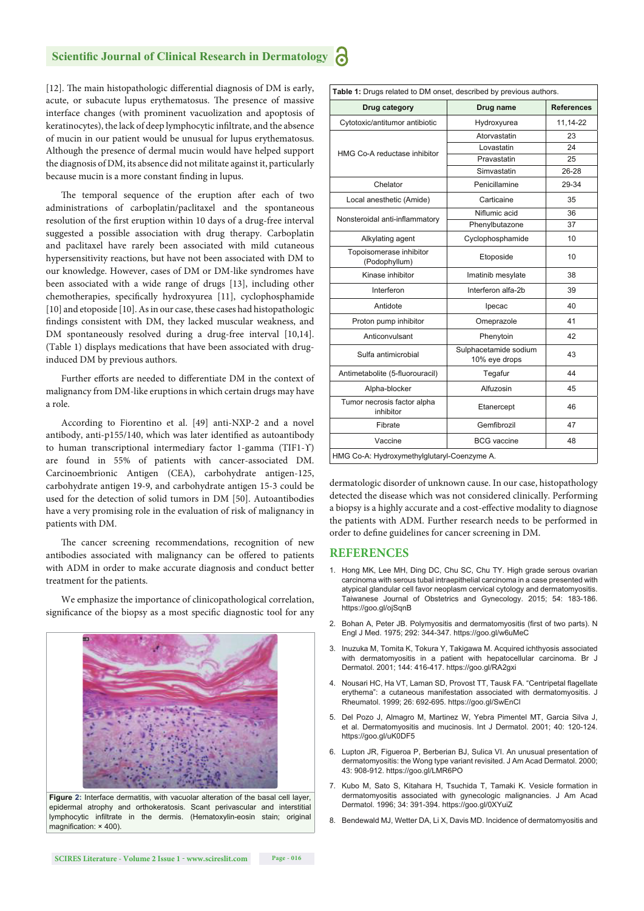[12]. The main histopathologic differential diagnosis of DM is early, acute, or subacute lupus erythematosus. The presence of massive interface changes (with prominent vacuolization and apoptosis of keratinocytes), the lack of deep lymphocytic infiltrate, and the absence of mucin in our patient would be unusual for lupus erythematosus. Although the presence of dermal mucin would have helped support the diagnosis of DM, its absence did not militate against it, particularly because mucin is a more constant finding in lupus.

The temporal sequence of the eruption after each of two administrations of carboplatin/paclitaxel and the spontaneous resolution of the first eruption within 10 days of a drug-free interval suggested a possible association with drug therapy. Carboplatin and paclitaxel have rarely been associated with mild cutaneous hypersensitivity reactions, but have not been associated with DM to our knowledge. However, cases of DM or DM-like syndromes have been associated with a wide range of drugs [13], including other chemotherapies, specifically hydroxyurea [11], cyclophosphamide [10] and etoposide [10]. As in our case, these cases had histopathologic findings consistent with DM, they lacked muscular weakness, and DM spontaneously resolved during a drug-free interval [10,14]. (Table 1) displays medications that have been associated with drug-induced DM by previous authors.

Further efforts are needed to differentiate DM in the context of malignancy from DM-like eruptions in which certain drugs may have a role.

According to Fiorentino et al. [49] anti-NXP-2 and a novel antibody, anti-p155/140, which was later identified as autoantibody to human transcriptional intermediary factor 1-gamma (TIF1-ϒ) are found in 55% of patients with cancer-associated DM. Carcinoembrionic Antigen (CEA), carbohydrate antigen-125, carbohydrate antigen 19-9, and carbohydrate antigen 15-3 could be used for the detection of solid tumors in DM [50]. Autoantibodies have a very promising role in the evaluation of risk of malignancy in patients with DM.

The cancer screening recommendations, recognition of new antibodies associated with malignancy can be offered to patients with ADM in order to make accurate diagnosis and conduct better treatment for the patients.

We emphasize the importance of clinicopathological correlation, significance of the biopsy as a most specific diagnostic tool for any dermatologic disorder of unknown cause. In our case, histopathology detected the disease which was not considered clinically. Performing a biopsy is a highly accurate and a cost-effective modality to diagnose the patients with ADM. Further research needs to be performed in order to define guidelines for cancer screening in DM.

**Figure 2:** Interface dermatitis, with vacuolar alteration of the basal cell layer, epidermal atrophy and orthokeratosis. Scant perivascular and interstitial lymphocytic infiltrate in the dermis. (Hematoxylin-eosin stain; original magnification: × 400).

**Table 1:** Drugs related to DM onset, described by previous authors.

| Drug category | Drug name | References |
|---|---|---|
| Cytotoxic/antitumor antibiotic | Hydroxyurea | 11,14-22 |
| HMG Co-A reductase inhibitor | Atorvastatin | 23 |
| | Lovastatin | 24 |
| | Pravastatin | 25 |
| | Simvastatin | 26-28 |
| Chelator | Penicillamine | 29-34 |
| Local anesthetic (Amide) | Carticaine | 35 |
| Nonsteroidal anti-inflammatory | Niflumic acid | 36 |
| | Phenylbutazone | 37 |
| Alkylating agent | Cyclophosphamide | 10 |
| Topoisomerase inhibitor (Podophyllum) | Etoposide | 10 |
| Kinase inhibitor | Imatinib mesylate | 38 |
| Interferon | Interferon alfa-2b | 39 |
| Antidote | Ipecac | 40 |
| Proton pump inhibitor | Omeprazole | 41 |
| Anticonvulsant | Phenytoin | 42 |
| Sulfa antimicrobial | Sulphacetamide sodium 10% eye drops | 43 |
| Antimetabolite (5-fluorouracil) | Tegafur | 44 |
| Alpha-blocker | Alfuzosin | 45 |
| Tumor necrosis factor alpha inhibitor | Etanercept | 46 |
| Fibrate | Gemfibrozil | 47 |
| Vaccine | BCG vaccine | 48 |

HMG Co-A: Hydroxymethylglutaryl-Coenzyme A.

## REFERENCES

1. Hong MK, Lee MH, Ding DC, Chu SC, Chu TY. High grade serous ovarian carcinoma with serous tubal intraepithelial carcinoma in a case presented with atypical glandular cell favor neoplasm cervical cytology and dermatomyositis. Taiwanese Journal of Obstetrics and Gynecology. 2015; 54: 183-186. https://goo.gl/ojSqnB
2. Bohan A, Peter JB. Polymyositis and dermatomyositis (first of two parts). N Engl J Med. 1975; 292: 344-347. https://goo.gl/w6uMeC
3. Inuzuka M, Tomita K, Tokura Y, Takigawa M. Acquired ichthyosis associated with dermatomyositis in a patient with hepatocellular carcinoma. Br J Dermatol. 2001; 144: 416-417. https://goo.gl/RA2gxi
4. Nousari HC, Ha VT, Laman SD, Provost TT, Tausk FA. "Centripetal flagellate erythema": a cutaneous manifestation associated with dermatomyositis. J Rheumatol. 1999; 26: 692-695. https://goo.gl/SwEnCl
5. Del Pozo J, Almagro M, Martinez W, Yebra Pimentel MT, Garcia Silva J, et al. Dermatomyositis and mucinosis. Int J Dermatol. 2001; 40: 120-124. https://goo.gl/uK0DF5
6. Lupton JR, Figueroa P, Berberian BJ, Sulica VI. An unusual presentation of dermatomyositis: the Wong type variant revisited. J Am Acad Dermatol. 2000; 43: 908-912. https://goo.gl/LMR6PO
7. Kubo M, Sato S, Kitahara H, Tsuchida T, Tamaki K. Vesicle formation in dermatomyositis associated with gynecologic malignancies. J Am Acad Dermatol. 1996; 34: 391-394. https://goo.gl/0XYuiZ
8. Bendewald MJ, Wetter DA, Li X, Davis MD. Incidence of dermatomyositis and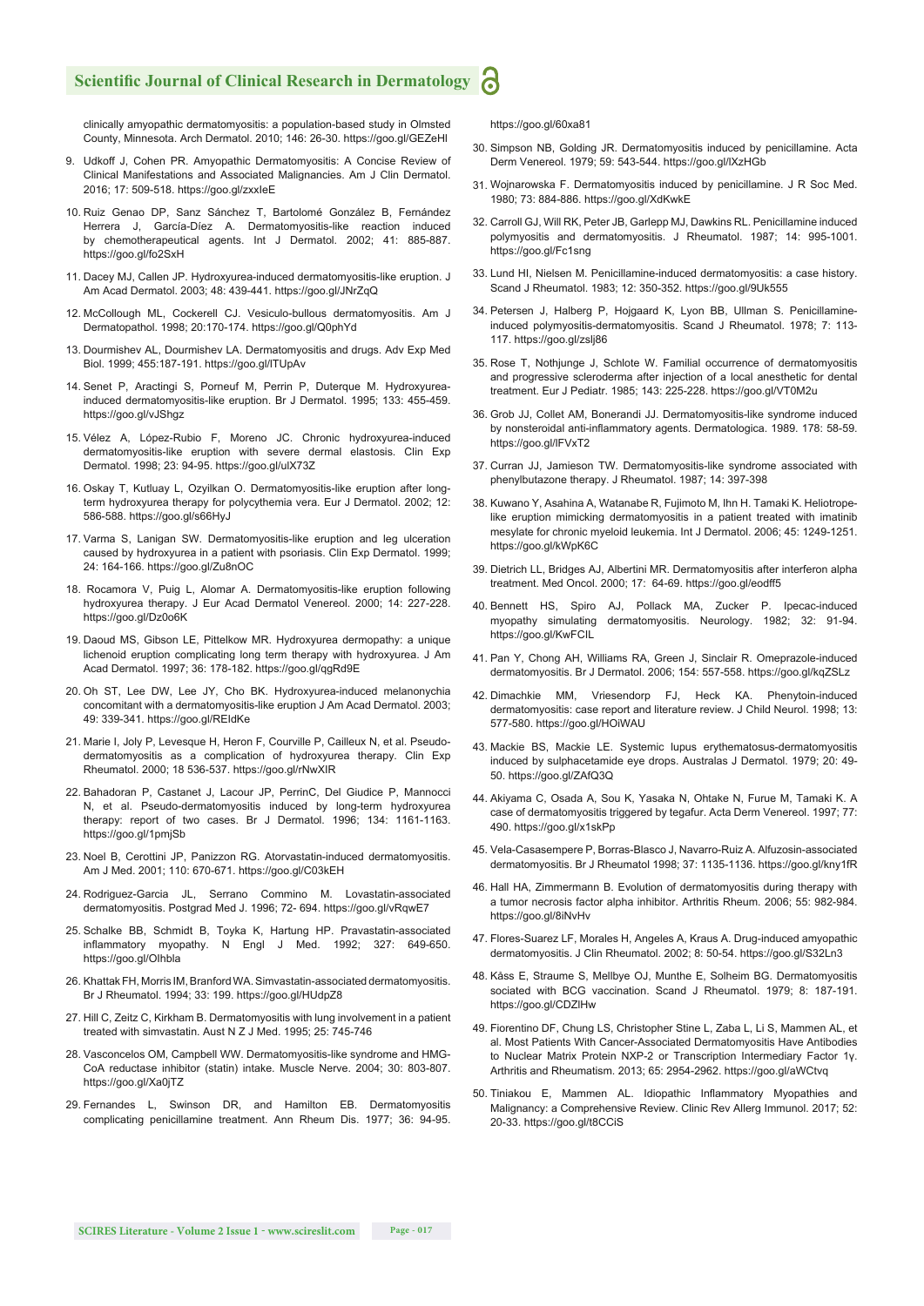clinically amyopathic dermatomyositis: a population-based study in Olmsted County, Minnesota. Arch Dermatol. 2010; 146: 26-30. https://goo.gl/GEZeHl

9. Udkoff J, Cohen PR. Amyopathic Dermatomyositis: A Concise Review of Clinical Manifestations and Associated Malignancies. Am J Clin Dermatol. 2016; 17: 509-518. https://goo.gl/zxxIeE

10. Ruiz Genao DP, Sanz Sánchez T, Bartolomé González B, Fernández Herrera J, García-Díez A. Dermatomyositis-like reaction induced by chemotherapeutical agents. Int J Dermatol. 2002; 41: 885-887. https://goo.gl/fo2SxH

11. Dacey MJ, Callen JP. Hydroxyurea-induced dermatomyositis-like eruption. J Am Acad Dermatol. 2003; 48: 439-441. https://goo.gl/JNrZqQ

12. McCollough ML, Cockerell CJ. Vesiculo-bullous dermatomyositis. Am J Dermatopathol. 1998; 20:170-174. https://goo.gl/Q0phYd

13. Dourmishev AL, Dourmishev LA. Dermatomyositis and drugs. Adv Exp Med Biol. 1999; 455:187-191. https://goo.gl/lTUpAv

14. Senet P, Aractingi S, Porneuf M, Perrin P, Duterque M. Hydroxyurea-induced dermatomyositis-like eruption. Br J Dermatol. 1995; 133: 455-459. https://goo.gl/vJShgz

15. Vélez A, López-Rubio F, Moreno JC. Chronic hydroxyurea-induced dermatomyositis-like eruption with severe dermal elastosis. Clin Exp Dermatol. 1998; 23: 94-95. https://goo.gl/ulX73Z

16. Oskay T, Kutluay L, Ozyilkan O. Dermatomyositis-like eruption after long-term hydroxyurea therapy for polycythemia vera. Eur J Dermatol. 2002; 12: 586-588. https://goo.gl/s66HyJ

17. Varma S, Lanigan SW. Dermatomyositis-like eruption and leg ulceration caused by hydroxyurea in a patient with psoriasis. Clin Exp Dermatol. 1999; 24: 164-166. https://goo.gl/Zu8nOC

18. Rocamora V, Puig L, Alomar A. Dermatomyositis-like eruption following hydroxyurea therapy. J Eur Acad Dermatol Venereol. 2000; 14: 227-228. https://goo.gl/Dz0o6K

19. Daoud MS, Gibson LE, Pittelkow MR. Hydroxyurea dermopathy: a unique lichenoid eruption complicating long term therapy with hydroxyurea. J Am Acad Dermatol. 1997; 36: 178-182. https://goo.gl/qgRd9E

20. Oh ST, Lee DW, Lee JY, Cho BK. Hydroxyurea-induced melanonychia concomitant with a dermatomyositis-like eruption J Am Acad Dermatol. 2003; 49: 339-341. https://goo.gl/REIdKe

21. Marie I, Joly P, Levesque H, Heron F, Courville P, Cailleux N, et al. Pseudo-dermatomyositis as a complication of hydroxyurea therapy. Clin Exp Rheumatol. 2000; 18 536-537. https://goo.gl/rNwXIR

22. Bahadoran P, Castanet J, Lacour JP, PerrinC, Del Giudice P, Mannocci N, et al. Pseudo-dermatomyositis induced by long-term hydroxyurea therapy: report of two cases. Br J Dermatol. 1996; 134: 1161-1163. https://goo.gl/1pmjSb

23. Noel B, Cerottini JP, Panizzon RG. Atorvastatin-induced dermatomyositis. Am J Med. 2001; 110: 670-671. https://goo.gl/C03kEH

24. Rodriguez-Garcia JL, Serrano Commino M. Lovastatin-associated dermatomyositis. Postgrad Med J. 1996; 72- 694. https://goo.gl/vRqwE7

25. Schalke BB, Schmidt B, Toyka K, Hartung HP. Pravastatin-associated inflammatory myopathy. N Engl J Med. 1992; 327: 649-650. https://goo.gl/OIhbla

26. Khattak FH, Morris IM, Branford WA. Simvastatin-associated dermatomyositis. Br J Rheumatol. 1994; 33: 199. https://goo.gl/HUdpZ8

27. Hill C, Zeitz C, Kirkham B. Dermatomyositis with lung involvement in a patient treated with simvastatin. Aust N Z J Med. 1995; 25: 745-746

28. Vasconcelos OM, Campbell WW. Dermatomyositis-like syndrome and HMG-CoA reductase inhibitor (statin) intake. Muscle Nerve. 2004; 30: 803-807. https://goo.gl/Xa0jTZ

29. Fernandes L, Swinson DR, and Hamilton EB. Dermatomyositis complicating penicillamine treatment. Ann Rheum Dis. 1977; 36: 94-95. https://goo.gl/60xa81

30. Simpson NB, Golding JR. Dermatomyositis induced by penicillamine. Acta Derm Venereol. 1979; 59: 543-544. https://goo.gl/lXzHGb

31. Wojnarowska F. Dermatomyositis induced by penicillamine. J R Soc Med. 1980; 73: 884-886. https://goo.gl/XdKwkE

32. Carroll GJ, Will RK, Peter JB, Garlepp MJ, Dawkins RL. Penicillamine induced polymyositis and dermatomyositis. J Rheumatol. 1987; 14: 995-1001. https://goo.gl/Fc1sng

33. Lund HI, Nielsen M. Penicillamine-induced dermatomyositis: a case history. Scand J Rheumatol. 1983; 12: 350-352. https://goo.gl/9Uk555

34. Petersen J, Halberg P, Hojgaard K, Lyon BB, Ullman S. Penicillamine-induced polymyositis-dermatomyositis. Scand J Rheumatol. 1978; 7: 113-117. https://goo.gl/zslj86

35. Rose T, Nothjunge J, Schlote W. Familial occurrence of dermatomyositis and progressive scleroderma after injection of a local anesthetic for dental treatment. Eur J Pediatr. 1985; 143: 225-228. https://goo.gl/VT0M2u

36. Grob JJ, Collet AM, Bonerandi JJ. Dermatomyositis-like syndrome induced by nonsteroidal anti-inflammatory agents. Dermatologica. 1989. 178: 58-59. https://goo.gl/lFVxT2

37. Curran JJ, Jamieson TW. Dermatomyositis-like syndrome associated with phenylbutazone therapy. J Rheumatol. 1987; 14: 397-398

38. Kuwano Y, Asahina A, Watanabe R, Fujimoto M, Ihn H. Tamaki K. Heliotrope-like eruption mimicking dermatomyositis in a patient treated with imatinib mesylate for chronic myeloid leukemia. Int J Dermatol. 2006; 45: 1249-1251. https://goo.gl/kWpK6C

39. Dietrich LL, Bridges AJ, Albertini MR. Dermatomyositis after interferon alpha treatment. Med Oncol. 2000; 17: 64-69. https://goo.gl/eodff5

40. Bennett HS, Spiro AJ, Pollack MA, Zucker P. Ipecac-induced myopathy simulating dermatomyositis. Neurology. 1982; 32: 91-94. https://goo.gl/KwFCIL

41. Pan Y, Chong AH, Williams RA, Green J, Sinclair R. Omeprazole-induced dermatomyositis. Br J Dermatol. 2006; 154: 557-558. https://goo.gl/kqZSLz

42. Dimachkie MM, Vriesendorp FJ, Heck KA. Phenytoin-induced dermatomyositis: case report and literature review. J Child Neurol. 1998; 13: 577-580. https://goo.gl/HOiWAU

43. Mackie BS, Mackie LE. Systemic lupus erythematosus-dermatomyositis induced by sulphacetamide eye drops. Australas J Dermatol. 1979; 20: 49-50. https://goo.gl/ZAfQ3Q

44. Akiyama C, Osada A, Sou K, Yasaka N, Ohtake N, Furue M, Tamaki K. A case of dermatomyositis triggered by tegafur. Acta Derm Venereol. 1997; 77: 490. https://goo.gl/x1skPp

45. Vela-Casasempere P, Borras-Blasco J, Navarro-Ruiz A. Alfuzosin-associated dermatomyositis. Br J Rheumatol 1998; 37: 1135-1136. https://goo.gl/kny1fR

46. Hall HA, Zimmermann B. Evolution of dermatomyositis during therapy with a tumor necrosis factor alpha inhibitor. Arthritis Rheum. 2006; 55: 982-984. https://goo.gl/8iNvHv

47. Flores-Suarez LF, Morales H, Angeles A, Kraus A. Drug-induced amyopathic dermatomyositis. J Clin Rheumatol. 2002; 8: 50-54. https://goo.gl/S32Ln3

48. Kåss E, Straume S, Mellbye OJ, Munthe E, Solheim BG. Dermatomyositis sociated with BCG vaccination. Scand J Rheumatol. 1979; 8: 187-191. https://goo.gl/CDZlHw

49. Fiorentino DF, Chung LS, Christopher Stine L, Zaba L, Li S, Mammen AL, et al. Most Patients With Cancer-Associated Dermatomyositis Have Antibodies to Nuclear Matrix Protein NXP-2 or Transcription Intermediary Factor 1γ. Arthritis and Rheumatism. 2013; 65: 2954-2962. https://goo.gl/aWCtvq

50. Tiniakou E, Mammen AL. Idiopathic Inflammatory Myopathies and Malignancy: a Comprehensive Review. Clinic Rev Allerg Immunol. 2017; 52: 20-33. https://goo.gl/t8CCiS